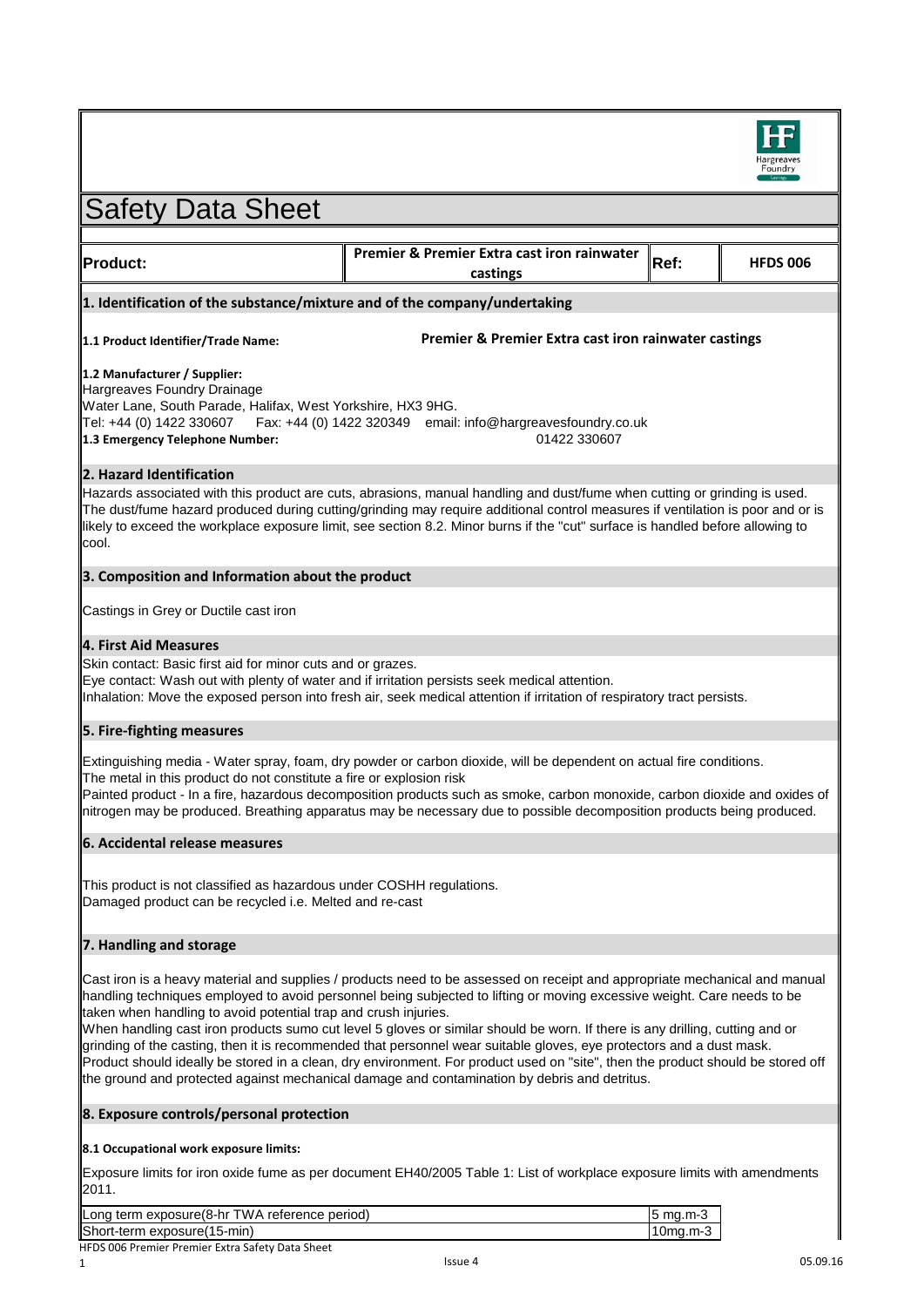# Safety Data Sheet

| Product: | Premier & Premier Extra cast iron rainwater castings | Ref: | HFDS 006 |
|---|---|---|---|

## 1. Identification of the substance/mixture and of the company/undertaking

**1.1 Product Identifier/Trade Name:** **Premier & Premier Extra cast iron rainwater castings**

**1.2 Manufacturer / Supplier:**
Hargreaves Foundry Drainage
Water Lane, South Parade, Halifax, West Yorkshire, HX3 9HG.
Tel: +44 (0) 1422 330607 Fax: +44 (0) 1422 320349 email: info@hargreavesfoundry.co.uk

**1.3 Emergency Telephone Number:** 01422 330607

## 2. Hazard Identification

Hazards associated with this product are cuts, abrasions, manual handling and dust/fume when cutting or grinding is used. The dust/fume hazard produced during cutting/grinding may require additional control measures if ventilation is poor and or is likely to exceed the workplace exposure limit, see section 8.2. Minor burns if the "cut" surface is handled before allowing to cool.

## 3. Composition and Information about the product

Castings in Grey or Ductile cast iron

## 4. First Aid Measures

Skin contact: Basic first aid for minor cuts and or grazes.
Eye contact: Wash out with plenty of water and if irritation persists seek medical attention.
Inhalation: Move the exposed person into fresh air, seek medical attention if irritation of respiratory tract persists.

## 5. Fire-fighting measures

Extinguishing media - Water spray, foam, dry powder or carbon dioxide, will be dependent on actual fire conditions.
The metal in this product do not constitute a fire or explosion risk
Painted product - In a fire, hazardous decomposition products such as smoke, carbon monoxide, carbon dioxide and oxides of nitrogen may be produced. Breathing apparatus may be necessary due to possible decomposition products being produced.

## 6. Accidental release measures

This product is not classified as hazardous under COSHH regulations.
Damaged product can be recycled i.e. Melted and re-cast

## 7. Handling and storage

Cast iron is a heavy material and supplies / products need to be assessed on receipt and appropriate mechanical and manual handling techniques employed to avoid personnel being subjected to lifting or moving excessive weight. Care needs to be taken when handling to avoid potential trap and crush injuries.
When handling cast iron products sumo cut level 5 gloves or similar should be worn. If there is any drilling, cutting and or grinding of the casting, then it is recommended that personnel wear suitable gloves, eye protectors and a dust mask.
Product should ideally be stored in a clean, dry environment. For product used on "site", then the product should be stored off the ground and protected against mechanical damage and contamination by debris and detritus.

## 8. Exposure controls/personal protection

**8.1 Occupational work exposure limits:**

Exposure limits for iron oxide fume as per document EH40/2005 Table 1: List of workplace exposure limits with amendments 2011.

| Exposure | Limit |
|---|---|
| Long term exposure(8-hr TWA reference period) | 5 mg.m-3 |
| Short-term exposure(15-min) | 10mg.m-3 |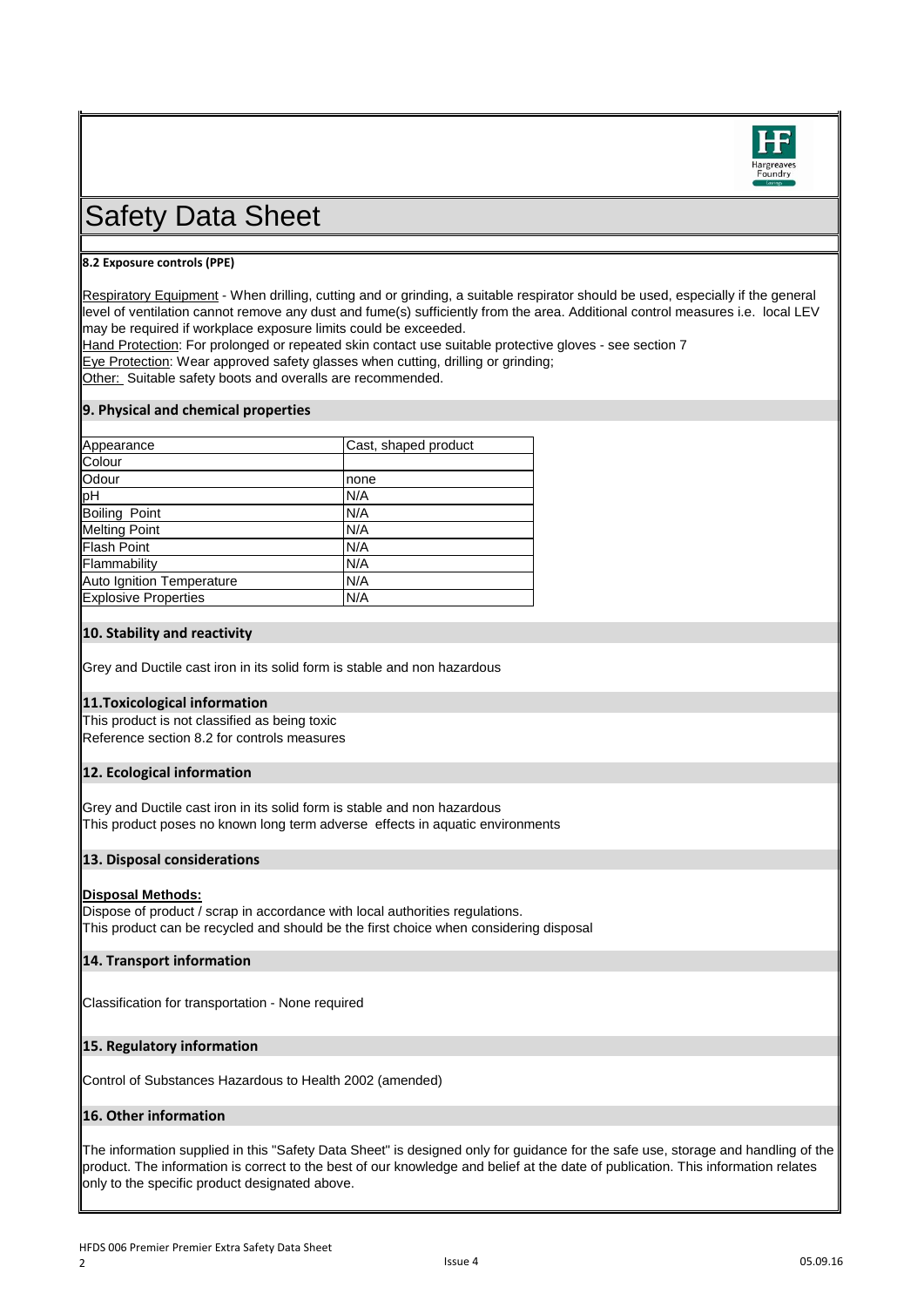# Safety Data Sheet

**8.2 Exposure controls (PPE)**

Respiratory Equipment - When drilling, cutting and or grinding, a suitable respirator should be used, especially if the general level of ventilation cannot remove any dust and fume(s) sufficiently from the area. Additional control measures i.e. local LEV may be required if workplace exposure limits could be exceeded.
Hand Protection: For prolonged or repeated skin contact use suitable protective gloves - see section 7
Eye Protection: Wear approved safety glasses when cutting, drilling or grinding;
Other: Suitable safety boots and overalls are recommended.

## 9. Physical and chemical properties

| | |
|---|---|
| Appearance | Cast, shaped product |
| Colour | |
| Odour | none |
| pH | N/A |
| Boiling Point | N/A |
| Melting Point | N/A |
| Flash Point | N/A |
| Flammability | N/A |
| Auto Ignition Temperature | N/A |
| Explosive Properties | N/A |

## 10. Stability and reactivity

Grey and Ductile cast iron in its solid form is stable and non hazardous

## 11.Toxicological information

This product is not classified as being toxic
Reference section 8.2 for controls measures

## 12. Ecological information

Grey and Ductile cast iron in its solid form is stable and non hazardous
This product poses no known long term adverse effects in aquatic environments

## 13. Disposal considerations

**Disposal Methods:**
Dispose of product / scrap in accordance with local authorities regulations.
This product can be recycled and should be the first choice when considering disposal

## 14. Transport information

Classification for transportation - None required

## 15. Regulatory information

Control of Substances Hazardous to Health 2002 (amended)

## 16. Other information

The information supplied in this "Safety Data Sheet" is designed only for guidance for the safe use, storage and handling of the product. The information is correct to the best of our knowledge and belief at the date of publication. This information relates only to the specific product designated above.